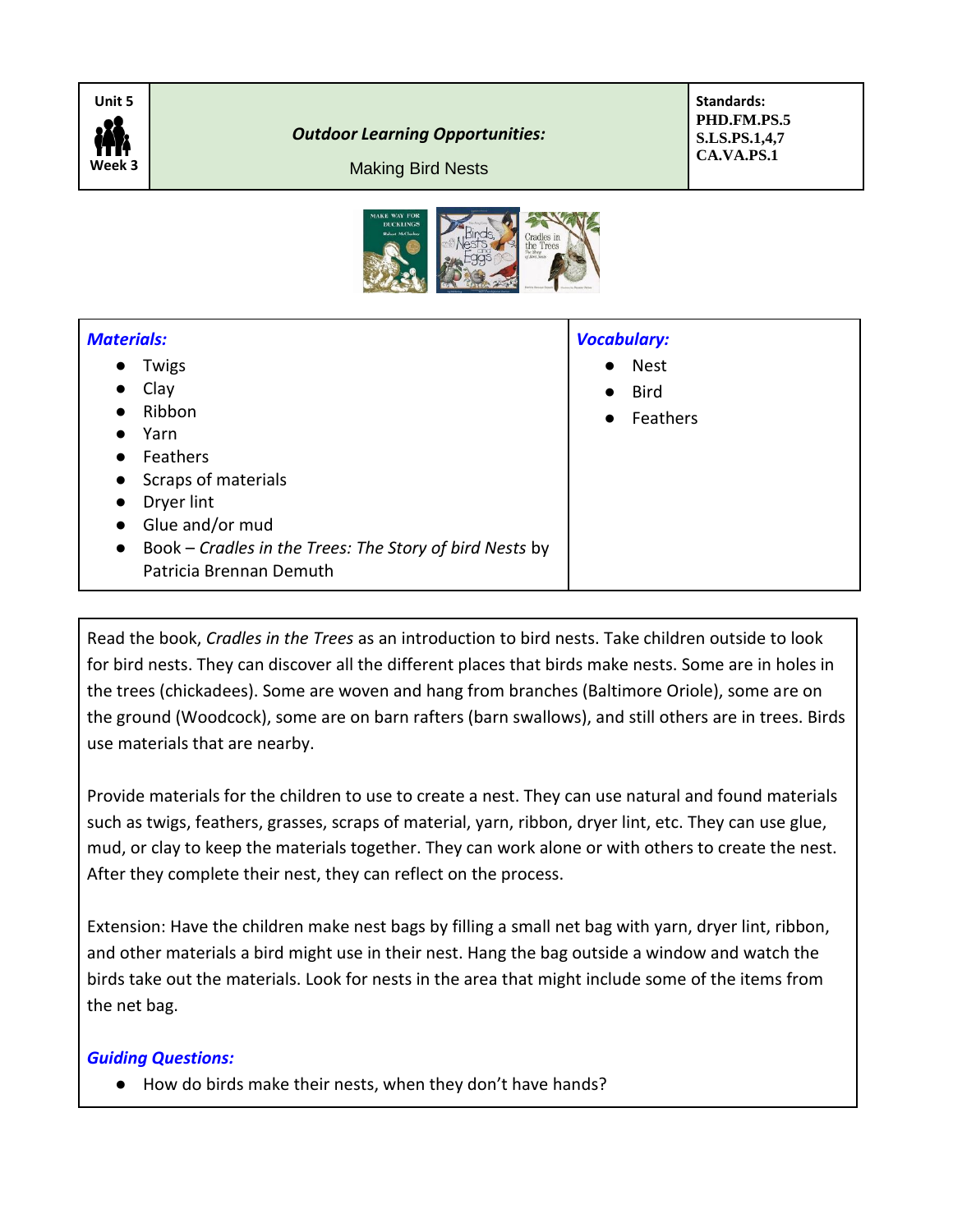| Unit 5<br>Week 3 | ***Outdoor Learning Opportunities:***<br>Making Bird Nests | **Standards:**<br>**PHD.FM.PS.5**<br>**S.LS.PS.1,4,7**<br>**CA.VA.PS.1** |
|---|---|---|

| ***Materials:*** | ***Vocabulary:*** |
|---|---|
| ● Twigs<br>● Clay<br>● Ribbon<br>● Yarn<br>● Feathers<br>● Scraps of materials<br>● Dryer lint<br>● Glue and/or mud<br>● Book – *Cradles in the Trees: The Story of bird Nests* by Patricia Brennan Demuth | ● Nest<br>● Bird<br>● Feathers |

Read the book, *Cradles in the Trees* as an introduction to bird nests. Take children outside to look for bird nests. They can discover all the different places that birds make nests. Some are in holes in the trees (chickadees). Some are woven and hang from branches (Baltimore Oriole), some are on the ground (Woodcock), some are on barn rafters (barn swallows), and still others are in trees. Birds use materials that are nearby.

Provide materials for the children to use to create a nest. They can use natural and found materials such as twigs, feathers, grasses, scraps of material, yarn, ribbon, dryer lint, etc. They can use glue, mud, or clay to keep the materials together. They can work alone or with others to create the nest. After they complete their nest, they can reflect on the process.

Extension: Have the children make nest bags by filling a small net bag with yarn, dryer lint, ribbon, and other materials a bird might use in their nest. Hang the bag outside a window and watch the birds take out the materials. Look for nests in the area that might include some of the items from the net bag.

***Guiding Questions:***

- How do birds make their nests, when they don't have hands?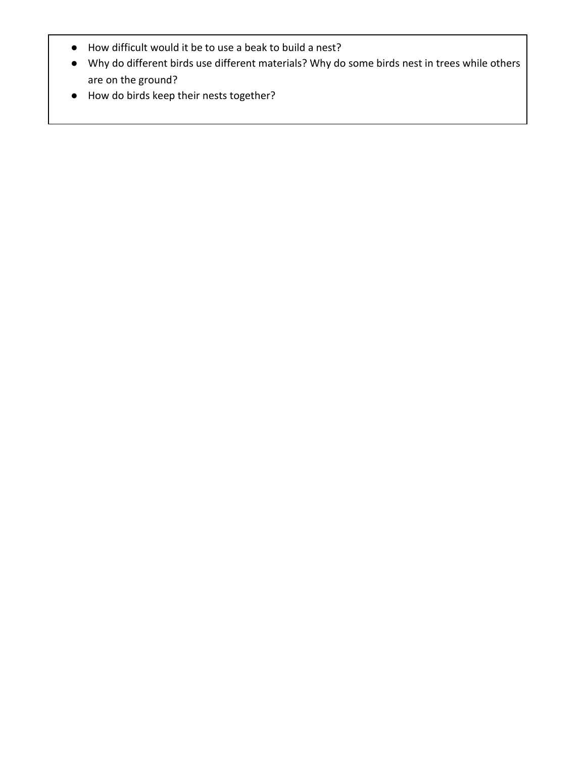- How difficult would it be to use a beak to build a nest?
- Why do different birds use different materials? Why do some birds nest in trees while others are on the ground?
- How do birds keep their nests together?